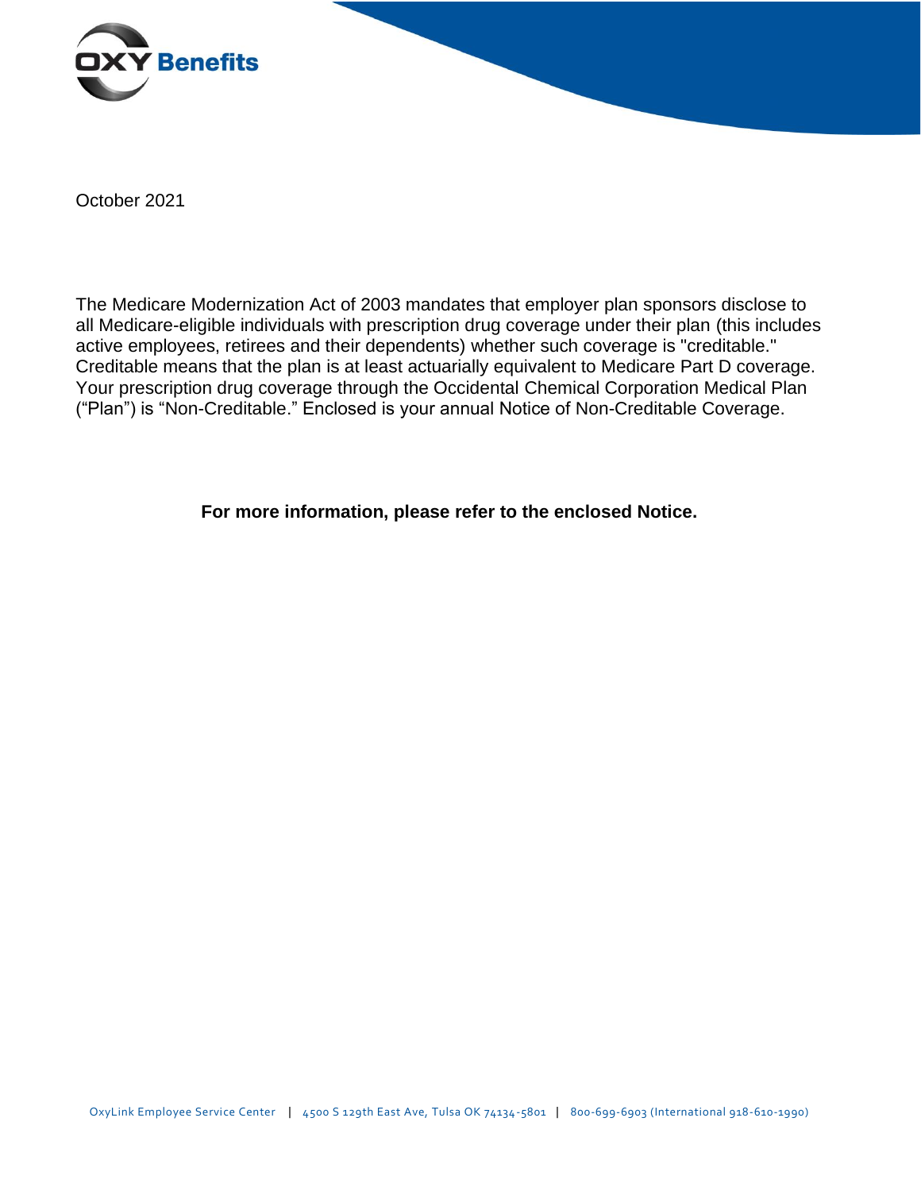October 2021

The Medicare Modernization Act of 2003 mandates that employer plan sponsors disclose to all Medicare-eligible individuals with prescription drug coverage under their plan (this includes active employees, retirees and their dependents) whether such coverage is "creditable." Creditable means that the plan is at least actuarially equivalent to Medicare Part D coverage. Your prescription drug coverage through the Occidental Chemical Corporation Medical Plan ("Plan") is "Non-Creditable." Enclosed is your annual Notice of Non-Creditable Coverage.

**For more information, please refer to the enclosed Notice.**

OxyLink Employee Service Center | 4500 S 129th East Ave, Tulsa OK 74134-5801 | 800-699-6903 (International 918-610-1990)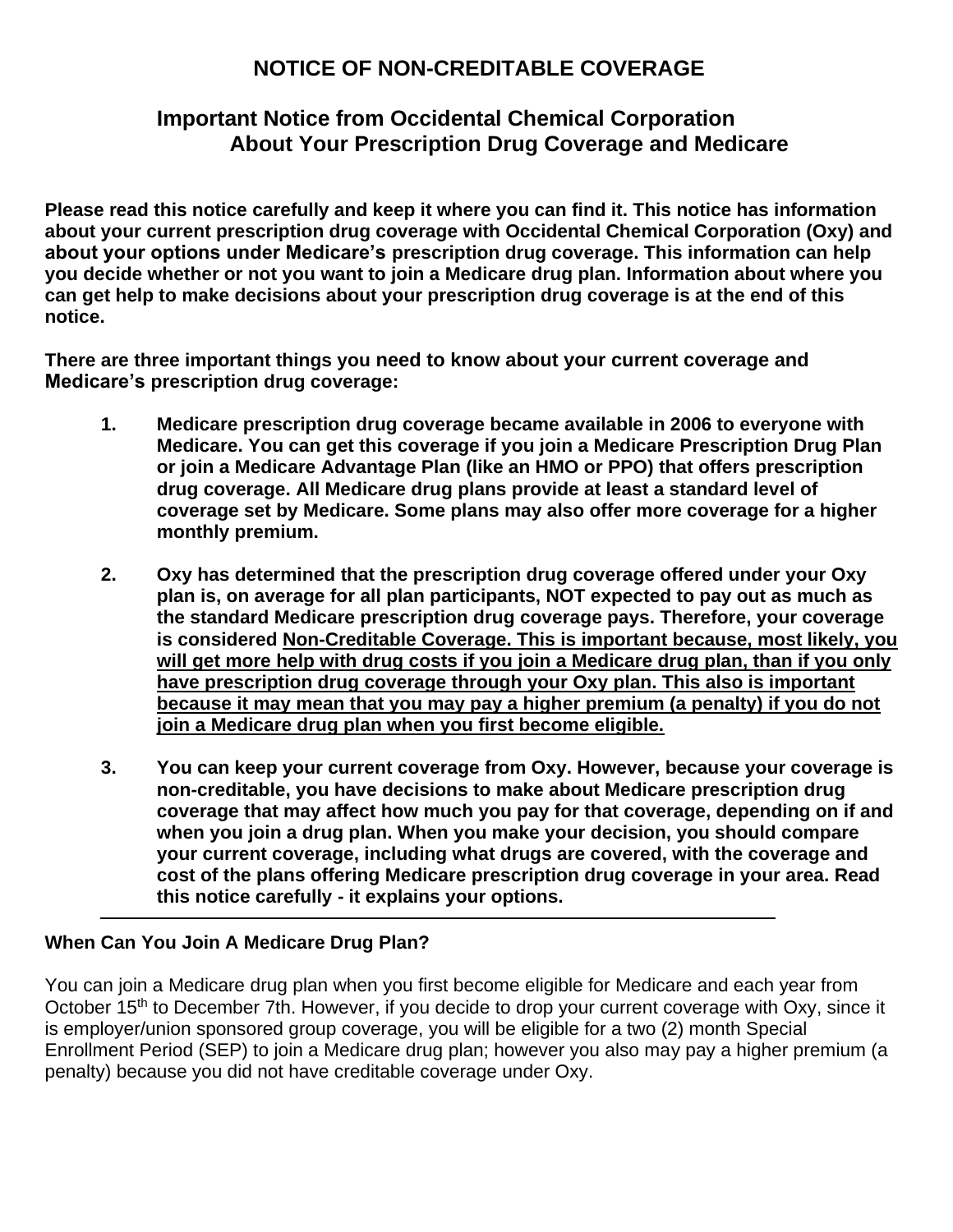# NOTICE OF NON-CREDITABLE COVERAGE

## Important Notice from Occidental Chemical Corporation About Your Prescription Drug Coverage and Medicare

**Please read this notice carefully and keep it where you can find it. This notice has information about your current prescription drug coverage with Occidental Chemical Corporation (Oxy) and about your options under Medicare's prescription drug coverage. This information can help you decide whether or not you want to join a Medicare drug plan. Information about where you can get help to make decisions about your prescription drug coverage is at the end of this notice.**

**There are three important things you need to know about your current coverage and Medicare's prescription drug coverage:**

1. **Medicare prescription drug coverage became available in 2006 to everyone with Medicare. You can get this coverage if you join a Medicare Prescription Drug Plan or join a Medicare Advantage Plan (like an HMO or PPO) that offers prescription drug coverage. All Medicare drug plans provide at least a standard level of coverage set by Medicare. Some plans may also offer more coverage for a higher monthly premium.**

2. **Oxy has determined that the prescription drug coverage offered under your Oxy plan is, on average for all plan participants, NOT expected to pay out as much as the standard Medicare prescription drug coverage pays. Therefore, your coverage is considered <u>Non-Creditable Coverage. This is important because, most likely, you will get more help with drug costs if you join a Medicare drug plan, than if you only have prescription drug coverage through your Oxy plan. This also is important because it may mean that you may pay a higher premium (a penalty) if you do not join a Medicare drug plan when you first become eligible.</u>**

3. **You can keep your current coverage from Oxy. However, because your coverage is non-creditable, you have decisions to make about Medicare prescription drug coverage that may affect how much you pay for that coverage, depending on if and when you join a drug plan. When you make your decision, you should compare your current coverage, including what drugs are covered, with the coverage and cost of the plans offering Medicare prescription drug coverage in your area. Read this notice carefully - it explains your options.**

---

### When Can You Join A Medicare Drug Plan?

You can join a Medicare drug plan when you first become eligible for Medicare and each year from October 15th to December 7th. However, if you decide to drop your current coverage with Oxy, since it is employer/union sponsored group coverage, you will be eligible for a two (2) month Special Enrollment Period (SEP) to join a Medicare drug plan; however you also may pay a higher premium (a penalty) because you did not have creditable coverage under Oxy.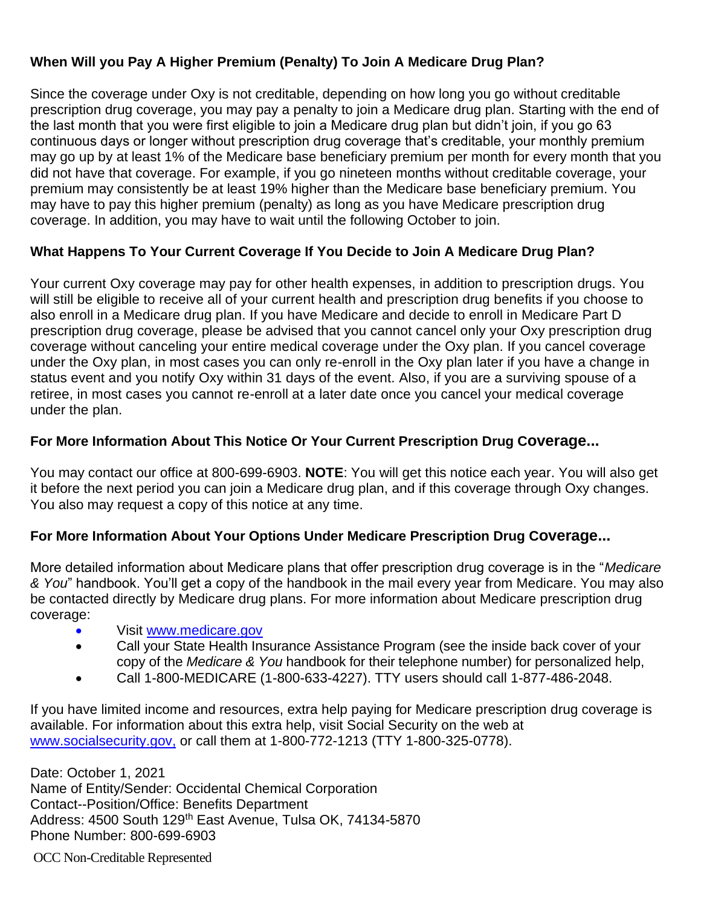## When Will you Pay A Higher Premium (Penalty) To Join A Medicare Drug Plan?

Since the coverage under Oxy is not creditable, depending on how long you go without creditable prescription drug coverage, you may pay a penalty to join a Medicare drug plan. Starting with the end of the last month that you were first eligible to join a Medicare drug plan but didn't join, if you go 63 continuous days or longer without prescription drug coverage that's creditable, your monthly premium may go up by at least 1% of the Medicare base beneficiary premium per month for every month that you did not have that coverage. For example, if you go nineteen months without creditable coverage, your premium may consistently be at least 19% higher than the Medicare base beneficiary premium. You may have to pay this higher premium (penalty) as long as you have Medicare prescription drug coverage. In addition, you may have to wait until the following October to join.

## What Happens To Your Current Coverage If You Decide to Join A Medicare Drug Plan?

Your current Oxy coverage may pay for other health expenses, in addition to prescription drugs. You will still be eligible to receive all of your current health and prescription drug benefits if you choose to also enroll in a Medicare drug plan. If you have Medicare and decide to enroll in Medicare Part D prescription drug coverage, please be advised that you cannot cancel only your Oxy prescription drug coverage without canceling your entire medical coverage under the Oxy plan. If you cancel coverage under the Oxy plan, in most cases you can only re-enroll in the Oxy plan later if you have a change in status event and you notify Oxy within 31 days of the event. Also, if you are a surviving spouse of a retiree, in most cases you cannot re-enroll at a later date once you cancel your medical coverage under the plan.

## For More Information About This Notice Or Your Current Prescription Drug Coverage...

You may contact our office at 800-699-6903. **NOTE**: You will get this notice each year. You will also get it before the next period you can join a Medicare drug plan, and if this coverage through Oxy changes. You also may request a copy of this notice at any time.

## For More Information About Your Options Under Medicare Prescription Drug Coverage...

More detailed information about Medicare plans that offer prescription drug coverage is in the "*Medicare & You*" handbook. You'll get a copy of the handbook in the mail every year from Medicare. You may also be contacted directly by Medicare drug plans. For more information about Medicare prescription drug coverage:

- Visit www.medicare.gov
- Call your State Health Insurance Assistance Program (see the inside back cover of your copy of the *Medicare & You* handbook for their telephone number) for personalized help,
- Call 1-800-MEDICARE (1-800-633-4227). TTY users should call 1-877-486-2048.

If you have limited income and resources, extra help paying for Medicare prescription drug coverage is available. For information about this extra help, visit Social Security on the web at www.socialsecurity.gov, or call them at 1-800-772-1213 (TTY 1-800-325-0778).

Date: October 1, 2021
Name of Entity/Sender: Occidental Chemical Corporation
Contact--Position/Office: Benefits Department
Address: 4500 South 129th East Avenue, Tulsa OK, 74134-5870
Phone Number: 800-699-6903

OCC Non-Creditable Represented